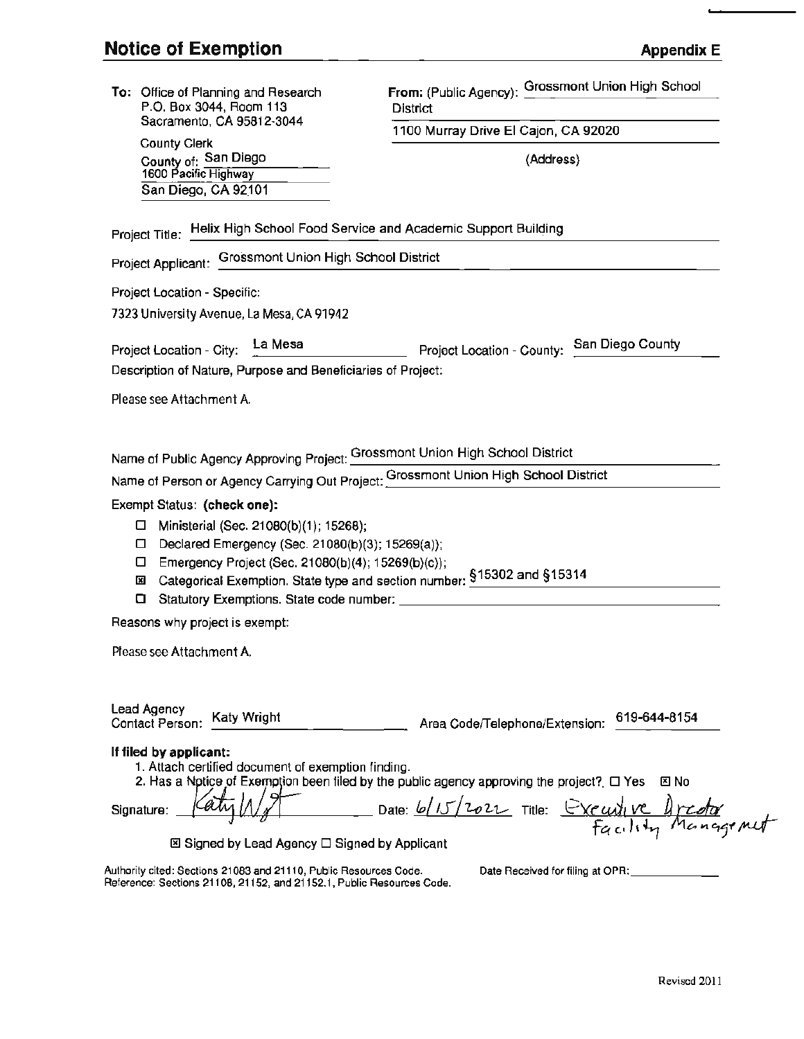# Notice of Exemption

**Appendix E**

**To:** Office of Planning and Research
P.O. Box 3044, Room 113
Sacramento, CA 95812-3044

County Clerk
County of: San Diego
1600 Pacific Highway
San Diego, CA 92101

**From:** (Public Agency): Grossmont Union High School District

1100 Murray Drive El Cajon, CA 92020

(Address)

Project Title: Helix High School Food Service and Academic Support Building

Project Applicant: Grossmont Union High School District

Project Location - Specific:

7323 University Avenue, La Mesa, CA 91942

Project Location - City: La Mesa    Project Location - County: San Diego County

Description of Nature, Purpose and Beneficiaries of Project:

Please see Attachment A.

Name of Public Agency Approving Project: Grossmont Union High School District

Name of Person or Agency Carrying Out Project: Grossmont Union High School District

Exempt Status: **(check one):**

- ☐ Ministerial (Sec. 21080(b)(1); 15268);
- ☐ Declared Emergency (Sec. 21080(b)(3); 15269(a));
- ☐ Emergency Project (Sec. 21080(b)(4); 15269(b)(c));
- ☒ Categorical Exemption. State type and section number: §15302 and §15314
- ☐ Statutory Exemptions. State code number: ______

Reasons why project is exempt:

Please see Attachment A.

Lead Agency Contact Person: Katy Wright    Area Code/Telephone/Extension: 619-644-8154

**If filed by applicant:**

1. Attach certified document of exemption finding.
2. Has a Notice of Exemption been filed by the public agency approving the project? ☐ Yes ☒ No

Signature: *Katy Wright*    Date: *6/15/2022*    Title: *Executive Director Facility Management*

☒ Signed by Lead Agency ☐ Signed by Applicant

Authority cited: Sections 21083 and 21110, Public Resources Code.
Reference: Sections 21108, 21152, and 21152.1, Public Resources Code.

Date Received for filing at OPR: ______

Revised 2011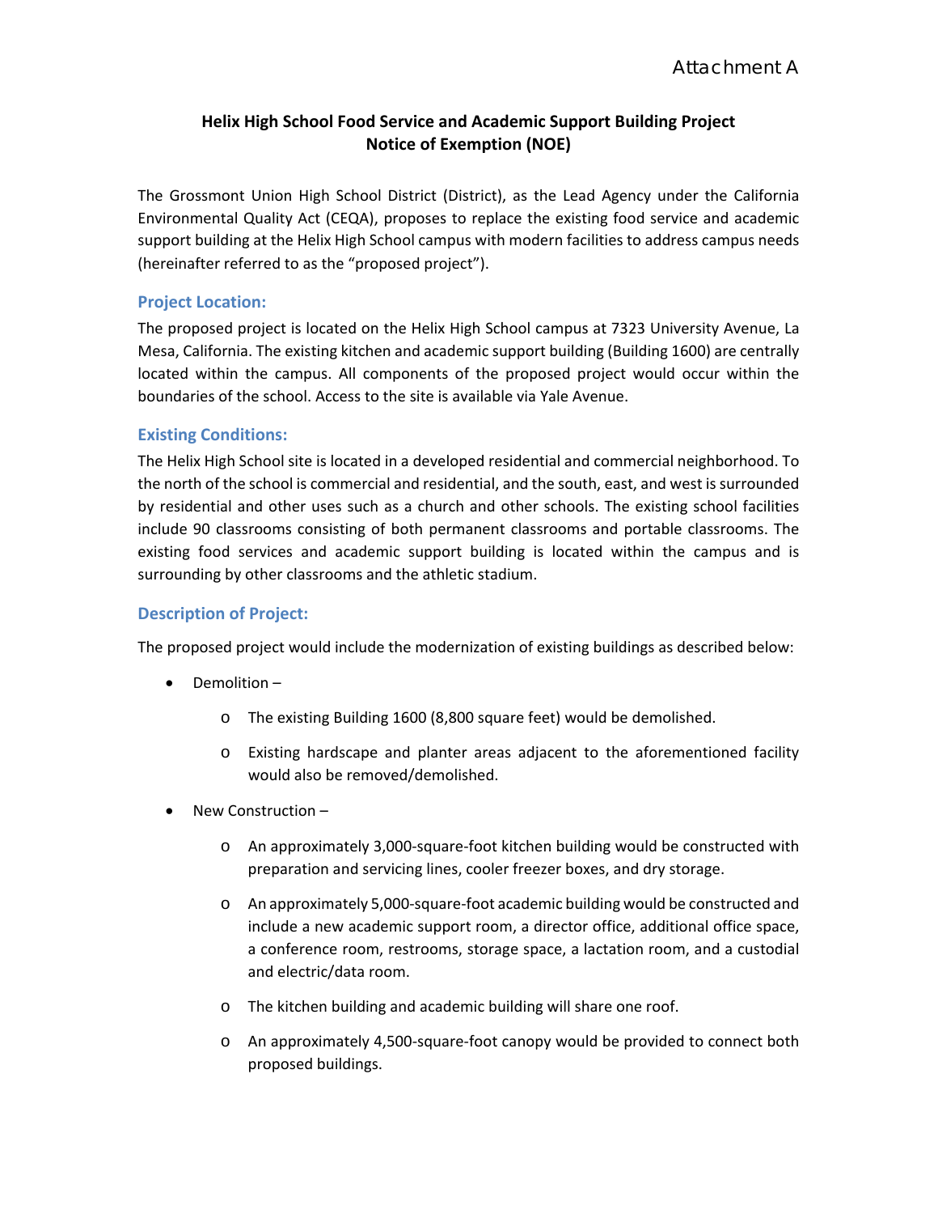Attachment A

# Helix High School Food Service and Academic Support Building Project
# Notice of Exemption (NOE)

The Grossmont Union High School District (District), as the Lead Agency under the California Environmental Quality Act (CEQA), proposes to replace the existing food service and academic support building at the Helix High School campus with modern facilities to address campus needs (hereinafter referred to as the "proposed project").

## Project Location:

The proposed project is located on the Helix High School campus at 7323 University Avenue, La Mesa, California. The existing kitchen and academic support building (Building 1600) are centrally located within the campus. All components of the proposed project would occur within the boundaries of the school. Access to the site is available via Yale Avenue.

## Existing Conditions:

The Helix High School site is located in a developed residential and commercial neighborhood. To the north of the school is commercial and residential, and the south, east, and west is surrounded by residential and other uses such as a church and other schools. The existing school facilities include 90 classrooms consisting of both permanent classrooms and portable classrooms. The existing food services and academic support building is located within the campus and is surrounding by other classrooms and the athletic stadium.

## Description of Project:

The proposed project would include the modernization of existing buildings as described below:

- Demolition –
  - The existing Building 1600 (8,800 square feet) would be demolished.
  - Existing hardscape and planter areas adjacent to the aforementioned facility would also be removed/demolished.
- New Construction –
  - An approximately 3,000-square-foot kitchen building would be constructed with preparation and servicing lines, cooler freezer boxes, and dry storage.
  - An approximately 5,000-square-foot academic building would be constructed and include a new academic support room, a director office, additional office space, a conference room, restrooms, storage space, a lactation room, and a custodial and electric/data room.
  - The kitchen building and academic building will share one roof.
  - An approximately 4,500-square-foot canopy would be provided to connect both proposed buildings.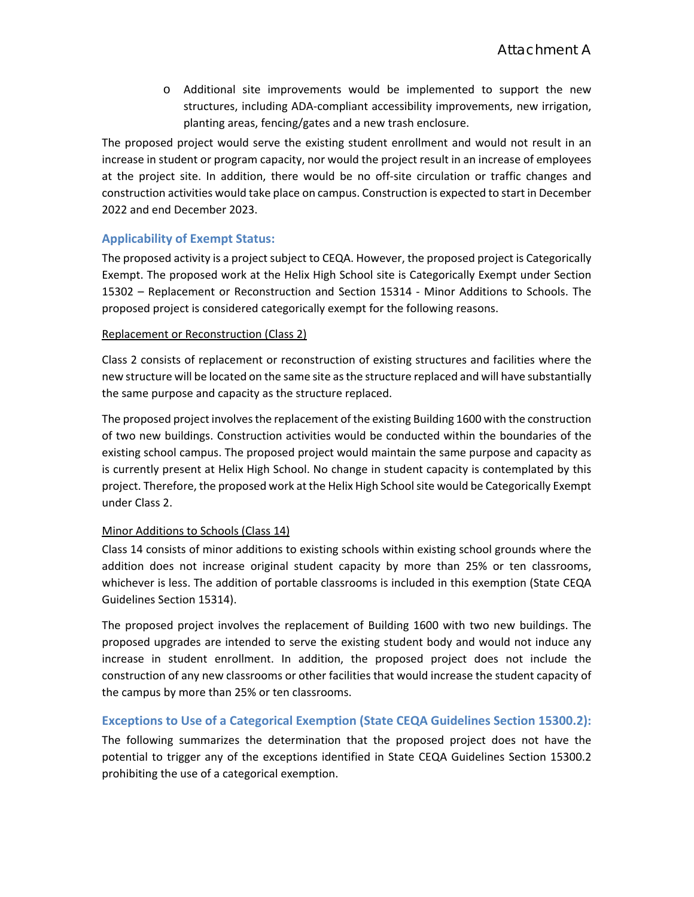- Additional site improvements would be implemented to support the new structures, including ADA-compliant accessibility improvements, new irrigation, planting areas, fencing/gates and a new trash enclosure.

The proposed project would serve the existing student enrollment and would not result in an increase in student or program capacity, nor would the project result in an increase of employees at the project site. In addition, there would be no off-site circulation or traffic changes and construction activities would take place on campus. Construction is expected to start in December 2022 and end December 2023.

### Applicability of Exempt Status:

The proposed activity is a project subject to CEQA. However, the proposed project is Categorically Exempt. The proposed work at the Helix High School site is Categorically Exempt under Section 15302 – Replacement or Reconstruction and Section 15314 - Minor Additions to Schools. The proposed project is considered categorically exempt for the following reasons.

<u>Replacement or Reconstruction (Class 2)</u>

Class 2 consists of replacement or reconstruction of existing structures and facilities where the new structure will be located on the same site as the structure replaced and will have substantially the same purpose and capacity as the structure replaced.

The proposed project involves the replacement of the existing Building 1600 with the construction of two new buildings. Construction activities would be conducted within the boundaries of the existing school campus. The proposed project would maintain the same purpose and capacity as is currently present at Helix High School. No change in student capacity is contemplated by this project. Therefore, the proposed work at the Helix High School site would be Categorically Exempt under Class 2.

<u>Minor Additions to Schools (Class 14)</u>

Class 14 consists of minor additions to existing schools within existing school grounds where the addition does not increase original student capacity by more than 25% or ten classrooms, whichever is less. The addition of portable classrooms is included in this exemption (State CEQA Guidelines Section 15314).

The proposed project involves the replacement of Building 1600 with two new buildings. The proposed upgrades are intended to serve the existing student body and would not induce any increase in student enrollment. In addition, the proposed project does not include the construction of any new classrooms or other facilities that would increase the student capacity of the campus by more than 25% or ten classrooms.

### Exceptions to Use of a Categorical Exemption (State CEQA Guidelines Section 15300.2):

The following summarizes the determination that the proposed project does not have the potential to trigger any of the exceptions identified in State CEQA Guidelines Section 15300.2 prohibiting the use of a categorical exemption.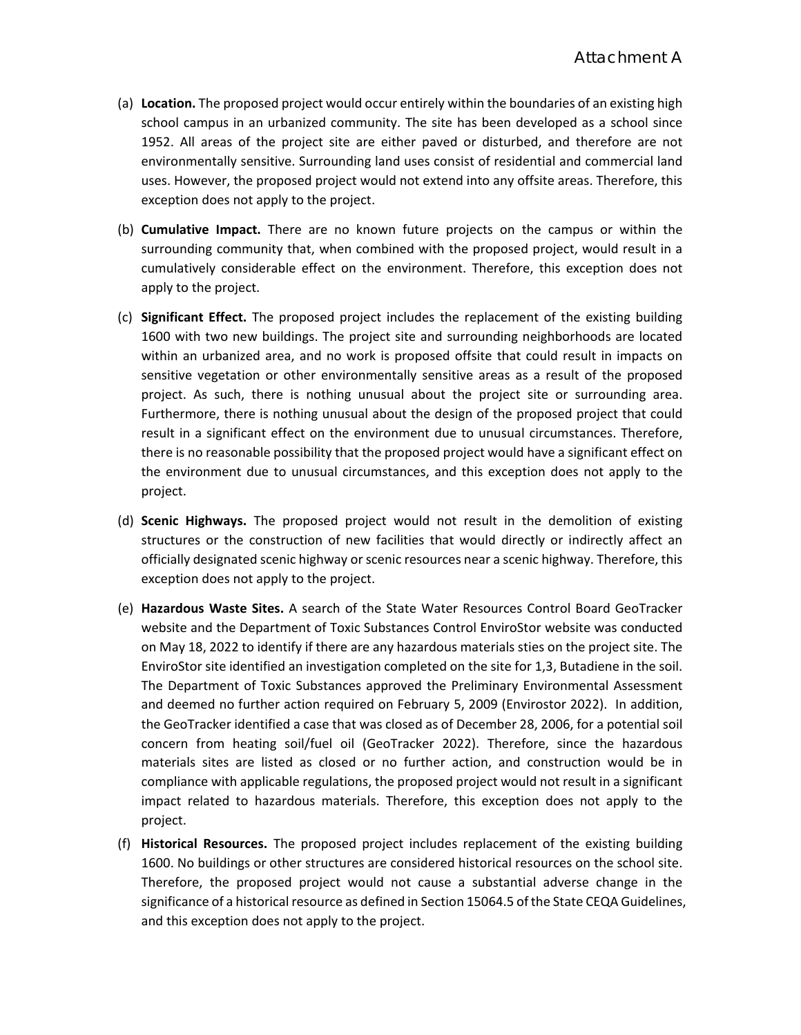Attachment A

(a) **Location.** The proposed project would occur entirely within the boundaries of an existing high school campus in an urbanized community. The site has been developed as a school since 1952. All areas of the project site are either paved or disturbed, and therefore are not environmentally sensitive. Surrounding land uses consist of residential and commercial land uses. However, the proposed project would not extend into any offsite areas. Therefore, this exception does not apply to the project.

(b) **Cumulative Impact.** There are no known future projects on the campus or within the surrounding community that, when combined with the proposed project, would result in a cumulatively considerable effect on the environment. Therefore, this exception does not apply to the project.

(c) **Significant Effect.** The proposed project includes the replacement of the existing building 1600 with two new buildings. The project site and surrounding neighborhoods are located within an urbanized area, and no work is proposed offsite that could result in impacts on sensitive vegetation or other environmentally sensitive areas as a result of the proposed project. As such, there is nothing unusual about the project site or surrounding area. Furthermore, there is nothing unusual about the design of the proposed project that could result in a significant effect on the environment due to unusual circumstances. Therefore, there is no reasonable possibility that the proposed project would have a significant effect on the environment due to unusual circumstances, and this exception does not apply to the project.

(d) **Scenic Highways.** The proposed project would not result in the demolition of existing structures or the construction of new facilities that would directly or indirectly affect an officially designated scenic highway or scenic resources near a scenic highway. Therefore, this exception does not apply to the project.

(e) **Hazardous Waste Sites.** A search of the State Water Resources Control Board GeoTracker website and the Department of Toxic Substances Control EnviroStor website was conducted on May 18, 2022 to identify if there are any hazardous materials sties on the project site. The EnviroStor site identified an investigation completed on the site for 1,3, Butadiene in the soil. The Department of Toxic Substances approved the Preliminary Environmental Assessment and deemed no further action required on February 5, 2009 (Envirostor 2022). In addition, the GeoTracker identified a case that was closed as of December 28, 2006, for a potential soil concern from heating soil/fuel oil (GeoTracker 2022). Therefore, since the hazardous materials sites are listed as closed or no further action, and construction would be in compliance with applicable regulations, the proposed project would not result in a significant impact related to hazardous materials. Therefore, this exception does not apply to the project.

(f) **Historical Resources.** The proposed project includes replacement of the existing building 1600. No buildings or other structures are considered historical resources on the school site. Therefore, the proposed project would not cause a substantial adverse change in the significance of a historical resource as defined in Section 15064.5 of the State CEQA Guidelines, and this exception does not apply to the project.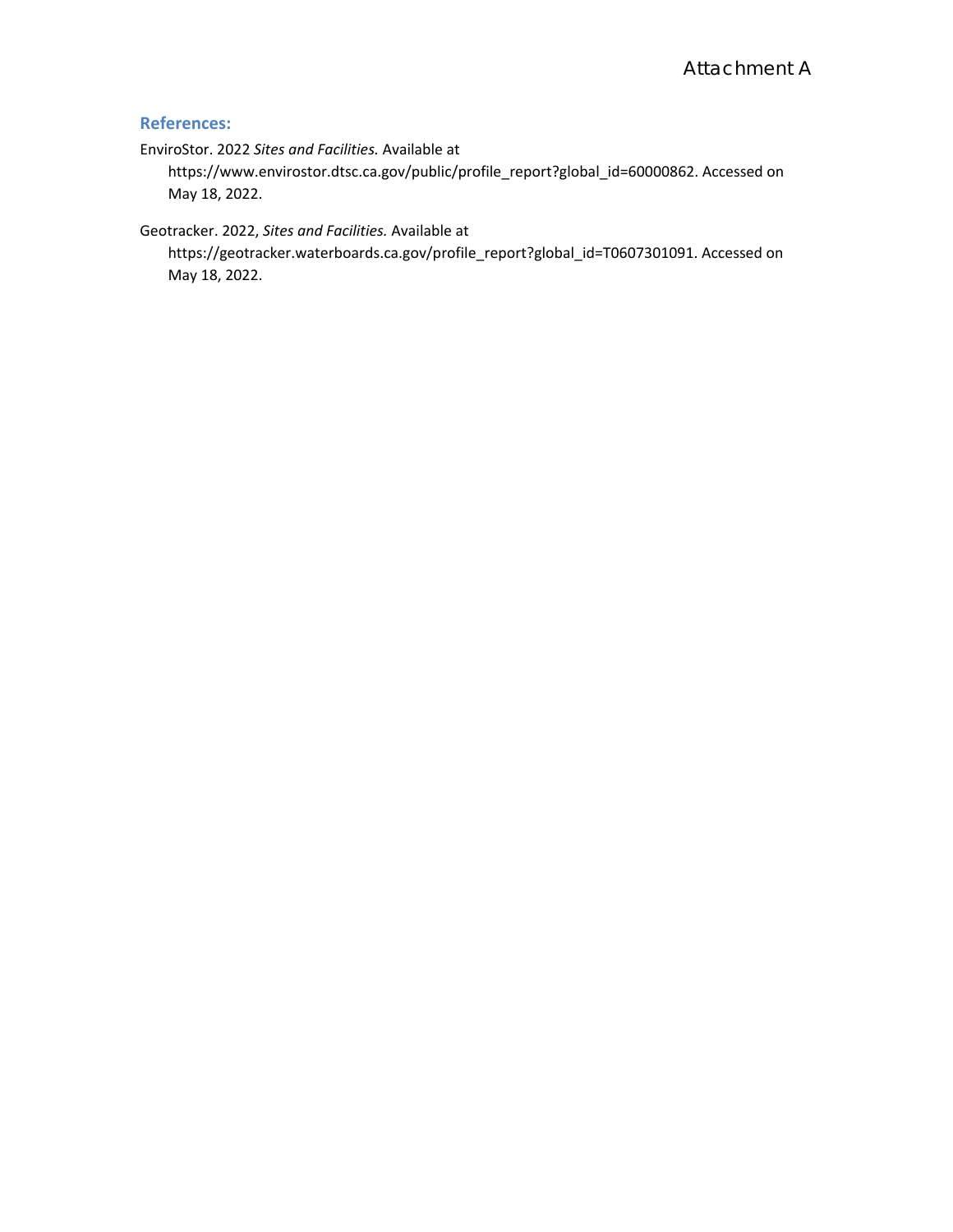Attachment A

## References:

EnviroStor. 2022 *Sites and Facilities.* Available at https://www.envirostor.dtsc.ca.gov/public/profile_report?global_id=60000862. Accessed on May 18, 2022.

Geotracker. 2022, *Sites and Facilities.* Available at https://geotracker.waterboards.ca.gov/profile_report?global_id=T0607301091. Accessed on May 18, 2022.